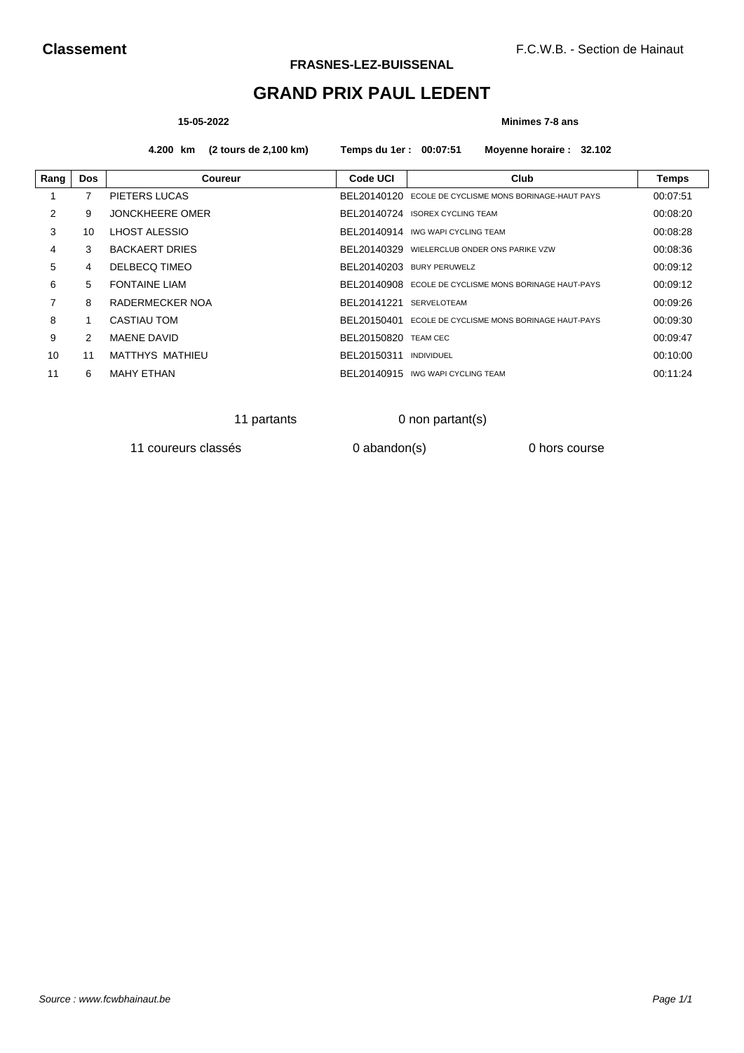**Classement**

F.C.W.B. - Section de Hainaut

**FRASNES-LEZ-BUISSENAL**

# GRAND PRIX PAUL LEDENT

**15-05-2022** **Minimes 7-8 ans**

**4.200 km (2 tours de 2,100 km)** **Temps du 1er : 00:07:51** **Moyenne horaire : 32.102**

| Rang | Dos | Coureur | Code UCI | Club | Temps |
|---|---|---|---|---|---|
| 1 | 7 | PIETERS LUCAS | BEL20140120 | ECOLE DE CYCLISME MONS BORINAGE-HAUT PAYS | 00:07:51 |
| 2 | 9 | JONCKHEERE OMER | BEL20140724 | ISOREX CYCLING TEAM | 00:08:20 |
| 3 | 10 | LHOST ALESSIO | BEL20140914 | IWG WAPI CYCLING TEAM | 00:08:28 |
| 4 | 3 | BACKAERT DRIES | BEL20140329 | WIELERCLUB ONDER ONS PARIKE VZW | 00:08:36 |
| 5 | 4 | DELBECQ TIMEO | BEL20140203 | BURY PERUWELZ | 00:09:12 |
| 6 | 5 | FONTAINE LIAM | BEL20140908 | ECOLE DE CYCLISME MONS BORINAGE HAUT-PAYS | 00:09:12 |
| 7 | 8 | RADERMECKER NOA | BEL20141221 | SERVELOTEAM | 00:09:26 |
| 8 | 1 | CASTIAU TOM | BEL20150401 | ECOLE DE CYCLISME MONS BORINAGE HAUT-PAYS | 00:09:30 |
| 9 | 2 | MAENE DAVID | BEL20150820 | TEAM CEC | 00:09:47 |
| 10 | 11 | MATTHYS MATHIEU | BEL20150311 | INDIVIDUEL | 00:10:00 |
| 11 | 6 | MAHY ETHAN | BEL20140915 | IWG WAPI CYCLING TEAM | 00:11:24 |

11 partants 0 non partant(s)

11 coureurs classés 0 abandon(s) 0 hors course

*Source : www.fcwbhainaut.be*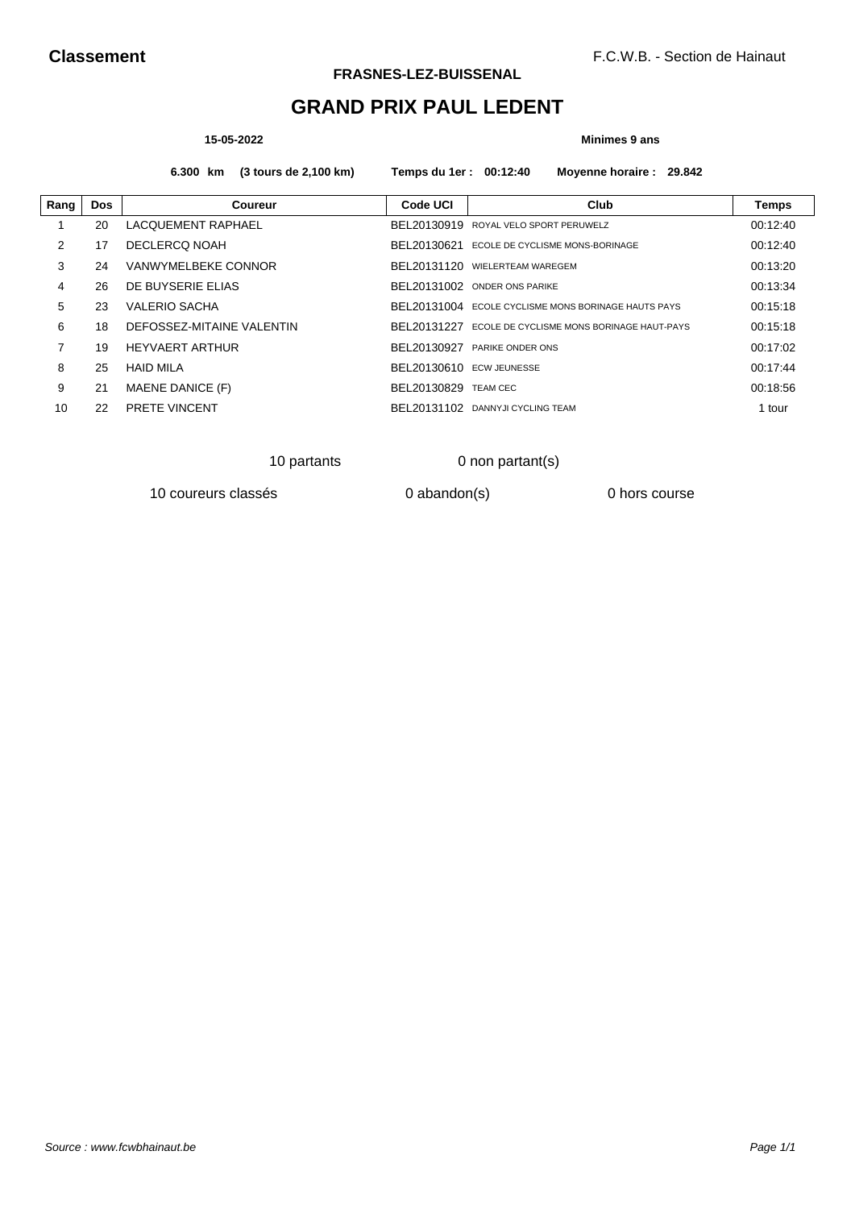**Classement**

F.C.W.B. - Section de Hainaut

**FRASNES-LEZ-BUISSENAL**

# GRAND PRIX PAUL LEDENT

**15-05-2022** **Minimes 9 ans**

**6.300 km (3 tours de 2,100 km) Temps du 1er : 00:12:40 Moyenne horaire : 29.842**

| Rang | Dos | Coureur | Code UCI | Club | Temps |
|---|---|---|---|---|---|
| 1 | 20 | LACQUEMENT RAPHAEL | BEL20130919 | ROYAL VELO SPORT PERUWELZ | 00:12:40 |
| 2 | 17 | DECLERCQ NOAH | BEL20130621 | ECOLE DE CYCLISME MONS-BORINAGE | 00:12:40 |
| 3 | 24 | VANWYMELBEKE CONNOR | BEL20131120 | WIELERTEAM WAREGEM | 00:13:20 |
| 4 | 26 | DE BUYSERIE ELIAS | BEL20131002 | ONDER ONS PARIKE | 00:13:34 |
| 5 | 23 | VALERIO SACHA | BEL20131004 | ECOLE CYCLISME MONS BORINAGE HAUTS PAYS | 00:15:18 |
| 6 | 18 | DEFOSSEZ-MITAINE VALENTIN | BEL20131227 | ECOLE DE CYCLISME MONS BORINAGE HAUT-PAYS | 00:15:18 |
| 7 | 19 | HEYVAERT ARTHUR | BEL20130927 | PARIKE ONDER ONS | 00:17:02 |
| 8 | 25 | HAID MILA | BEL20130610 | ECW JEUNESSE | 00:17:44 |
| 9 | 21 | MAENE DANICE (F) | BEL20130829 | TEAM CEC | 00:18:56 |
| 10 | 22 | PRETE VINCENT | BEL20131102 | DANNYJI CYCLING TEAM | 1 tour |

10 partants 0 non partant(s)

10 coureurs classés 0 abandon(s) 0 hors course

*Source : www.fcwbhainaut.be*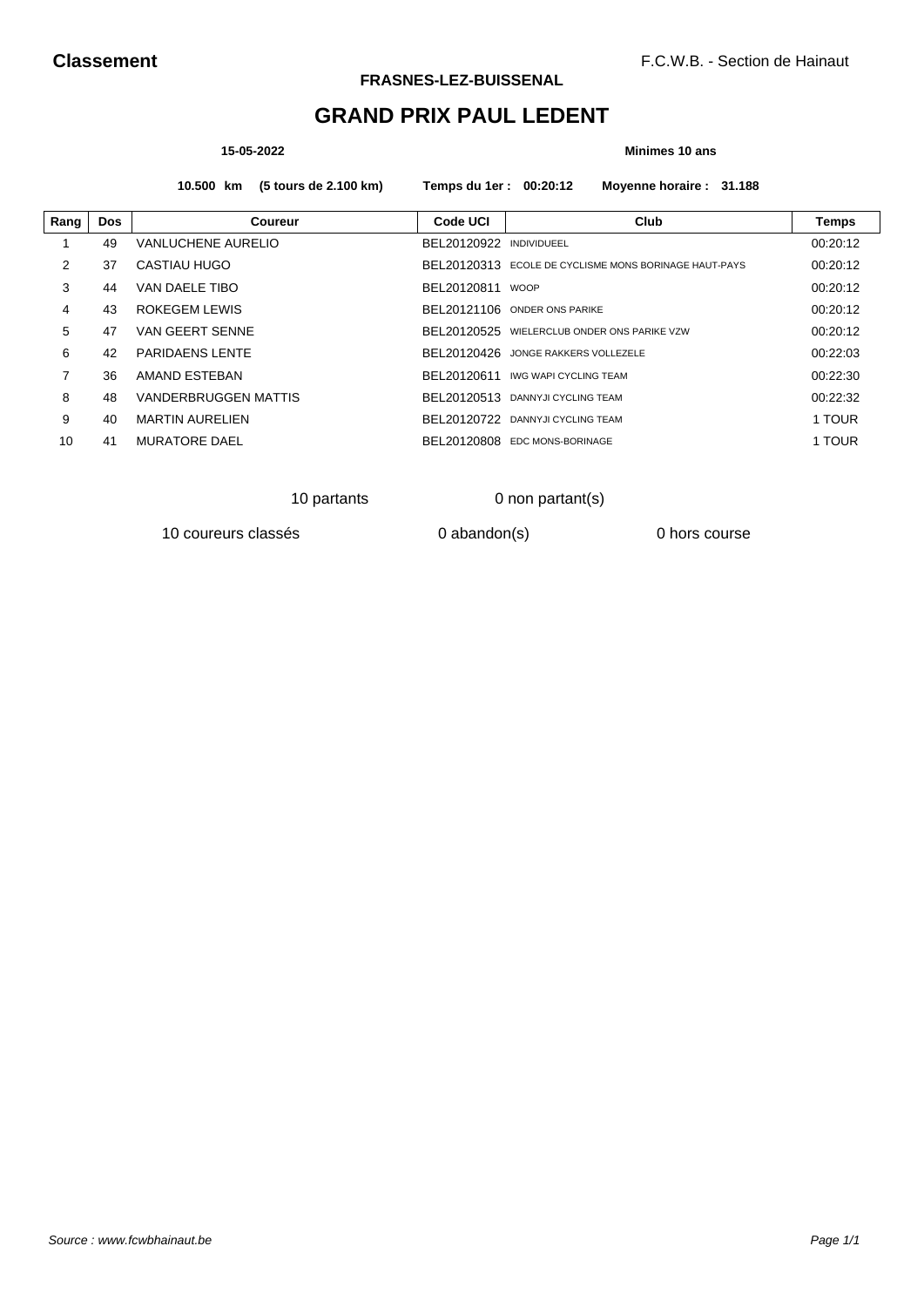**Classement** F.C.W.B. - Section de Hainaut

**FRASNES-LEZ-BUISSENAL**

# GRAND PRIX PAUL LEDENT

**15-05-2022** **Minimes 10 ans**

**10.500 km (5 tours de 2.100 km) Temps du 1er : 00:20:12 Moyenne horaire : 31.188**

| Rang | Dos | Coureur | Code UCI | Club | Temps |
|---|---|---|---|---|---|
| 1 | 49 | VANLUCHENE AURELIO | BEL20120922 | INDIVIDUEEL | 00:20:12 |
| 2 | 37 | CASTIAU HUGO | BEL20120313 | ECOLE DE CYCLISME MONS BORINAGE HAUT-PAYS | 00:20:12 |
| 3 | 44 | VAN DAELE TIBO | BEL20120811 | WOOP | 00:20:12 |
| 4 | 43 | ROKEGEM LEWIS | BEL20121106 | ONDER ONS PARIKE | 00:20:12 |
| 5 | 47 | VAN GEERT SENNE | BEL20120525 | WIELERCLUB ONDER ONS PARIKE VZW | 00:20:12 |
| 6 | 42 | PARIDAENS LENTE | BEL20120426 | JONGE RAKKERS VOLLEZELE | 00:22:03 |
| 7 | 36 | AMAND ESTEBAN | BEL20120611 | IWG WAPI CYCLING TEAM | 00:22:30 |
| 8 | 48 | VANDERBRUGGEN MATTIS | BEL20120513 | DANNYJI CYCLING TEAM | 00:22:32 |
| 9 | 40 | MARTIN AURELIEN | BEL20120722 | DANNYJI CYCLING TEAM | 1 TOUR |
| 10 | 41 | MURATORE DAEL | BEL20120808 | EDC MONS-BORINAGE | 1 TOUR |

10 partants 0 non partant(s)

10 coureurs classés 0 abandon(s) 0 hors course

*Source : www.fcwbhainaut.be*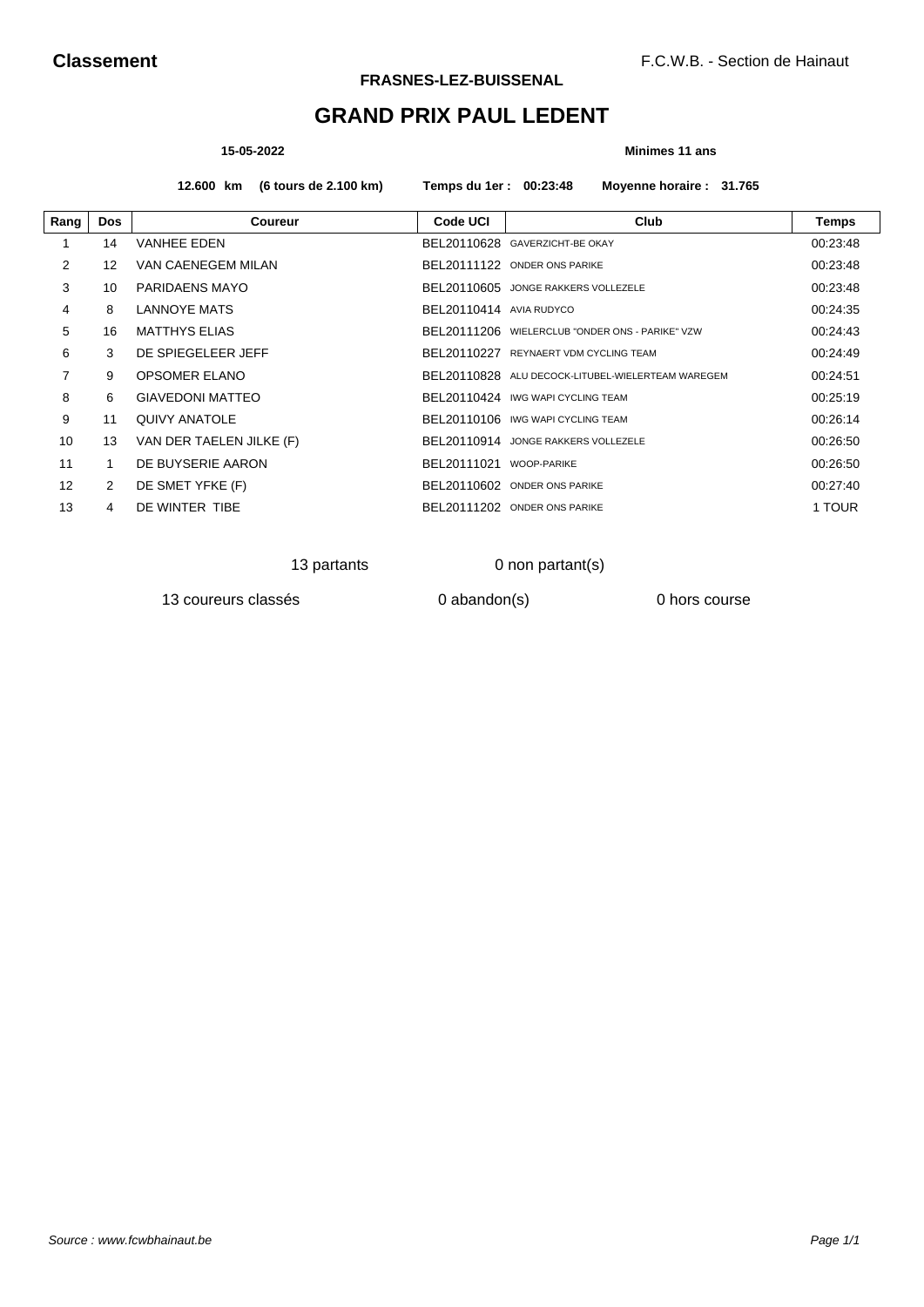**Classement** F.C.W.B. - Section de Hainaut

**FRASNES-LEZ-BUISSENAL**

# GRAND PRIX PAUL LEDENT

**15-05-2022** **Minimes 11 ans**

**12.600 km (6 tours de 2.100 km)** **Temps du 1er : 00:23:48** **Moyenne horaire : 31.765**

| Rang | Dos | Coureur | Code UCI | Club | Temps |
|---|---|---|---|---|---|
| 1 | 14 | VANHEE EDEN | BEL20110628 | GAVERZICHT-BE OKAY | 00:23:48 |
| 2 | 12 | VAN CAENEGEM MILAN | BEL20111122 | ONDER ONS PARIKE | 00:23:48 |
| 3 | 10 | PARIDAENS MAYO | BEL20110605 | JONGE RAKKERS VOLLEZELE | 00:23:48 |
| 4 | 8 | LANNOYE MATS | BEL20110414 | AVIA RUDYCO | 00:24:35 |
| 5 | 16 | MATTHYS ELIAS | BEL20111206 | WIELERCLUB "ONDER ONS - PARIKE" VZW | 00:24:43 |
| 6 | 3 | DE SPIEGELEER JEFF | BEL20110227 | REYNAERT VDM CYCLING TEAM | 00:24:49 |
| 7 | 9 | OPSOMER ELANO | BEL20110828 | ALU DECOCK-LITUBEL-WIELERTEAM WAREGEM | 00:24:51 |
| 8 | 6 | GIAVEDONI MATTEO | BEL20110424 | IWG WAPI CYCLING TEAM | 00:25:19 |
| 9 | 11 | QUIVY ANATOLE | BEL20110106 | IWG WAPI CYCLING TEAM | 00:26:14 |
| 10 | 13 | VAN DER TAELEN JILKE (F) | BEL20110914 | JONGE RAKKERS VOLLEZELE | 00:26:50 |
| 11 | 1 | DE BUYSERIE AARON | BEL20111021 | WOOP-PARIKE | 00:26:50 |
| 12 | 2 | DE SMET YFKE (F) | BEL20110602 | ONDER ONS PARIKE | 00:27:40 |
| 13 | 4 | DE WINTER TIBE | BEL20111202 | ONDER ONS PARIKE | 1 TOUR |

13 partants 0 non partant(s)

13 coureurs classés 0 abandon(s) 0 hors course

*Source : www.fcwbhainaut.be*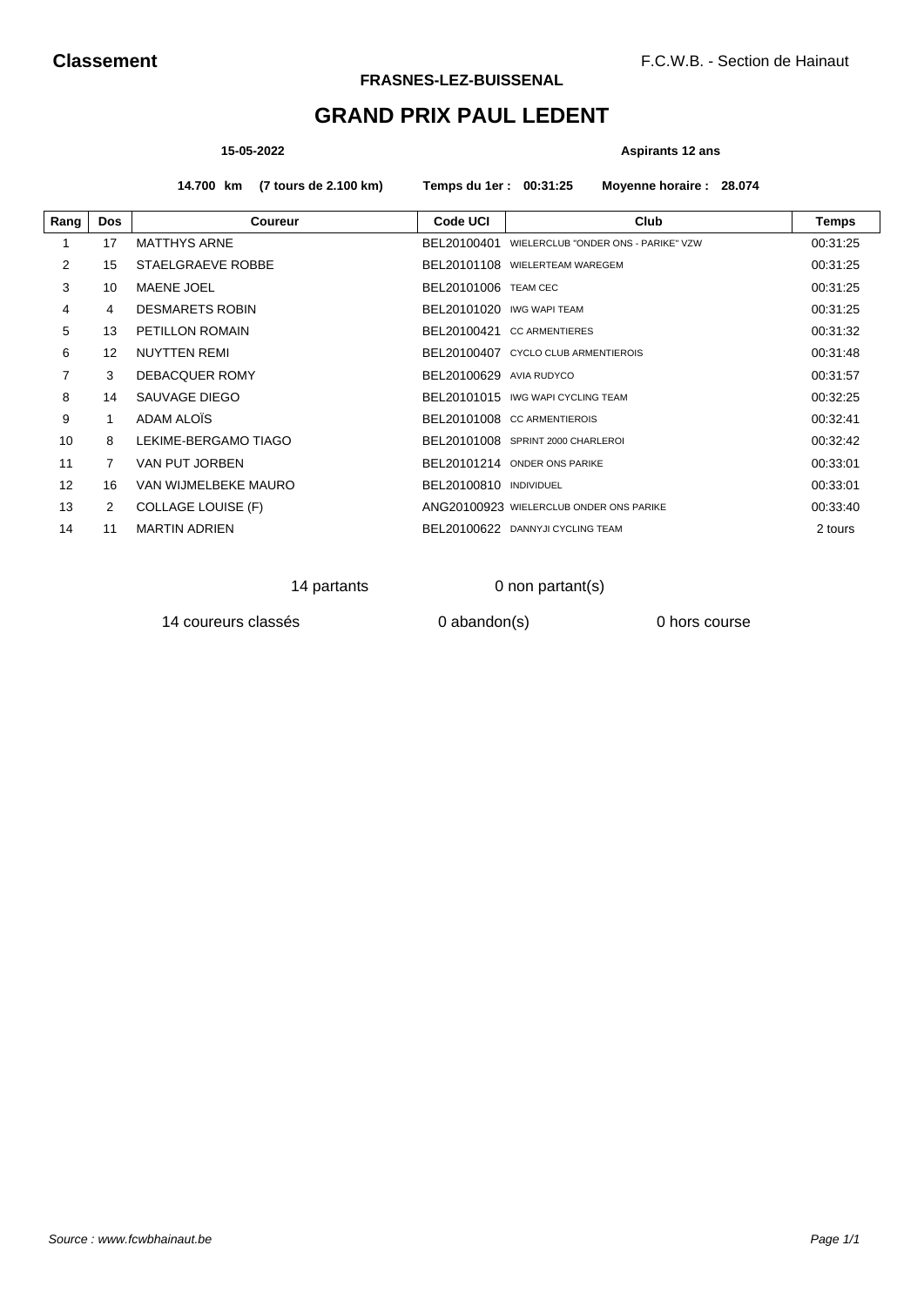**Classement**

F.C.W.B. - Section de Hainaut

**FRASNES-LEZ-BUISSENAL**

# GRAND PRIX PAUL LEDENT

**15-05-2022** **Aspirants 12 ans**

**14.700 km (7 tours de 2.100 km)** **Temps du 1er : 00:31:25** **Moyenne horaire : 28.074**

| Rang | Dos | Coureur | Code UCI | Club | Temps |
|---|---|---|---|---|---|
| 1 | 17 | MATTHYS ARNE | BEL20100401 | WIELERCLUB "ONDER ONS - PARIKE" VZW | 00:31:25 |
| 2 | 15 | STAELGRAEVE ROBBE | BEL20101108 | WIELERTEAM WAREGEM | 00:31:25 |
| 3 | 10 | MAENE JOEL | BEL20101006 | TEAM CEC | 00:31:25 |
| 4 | 4 | DESMARETS ROBIN | BEL20101020 | IWG WAPI TEAM | 00:31:25 |
| 5 | 13 | PETILLON ROMAIN | BEL20100421 | CC ARMENTIERES | 00:31:32 |
| 6 | 12 | NUYTTEN REMI | BEL20100407 | CYCLO CLUB ARMENTIEROIS | 00:31:48 |
| 7 | 3 | DEBACQUER ROMY | BEL20100629 | AVIA RUDYCO | 00:31:57 |
| 8 | 14 | SAUVAGE DIEGO | BEL20101015 | IWG WAPI CYCLING TEAM | 00:32:25 |
| 9 | 1 | ADAM ALOÏS | BEL20101008 | CC ARMENTIEROIS | 00:32:41 |
| 10 | 8 | LEKIME-BERGAMO TIAGO | BEL20101008 | SPRINT 2000 CHARLEROI | 00:32:42 |
| 11 | 7 | VAN PUT JORBEN | BEL20101214 | ONDER ONS PARIKE | 00:33:01 |
| 12 | 16 | VAN WIJMELBEKE MAURO | BEL20100810 | INDIVIDUEL | 00:33:01 |
| 13 | 2 | COLLAGE LOUISE (F) | ANG20100923 | WIELERCLUB ONDER ONS PARIKE | 00:33:40 |
| 14 | 11 | MARTIN ADRIEN | BEL20100622 | DANNYJI CYCLING TEAM | 2 tours |

14 partants 0 non partant(s)

14 coureurs classés 0 abandon(s) 0 hors course

*Source : www.fcwbhainaut.be*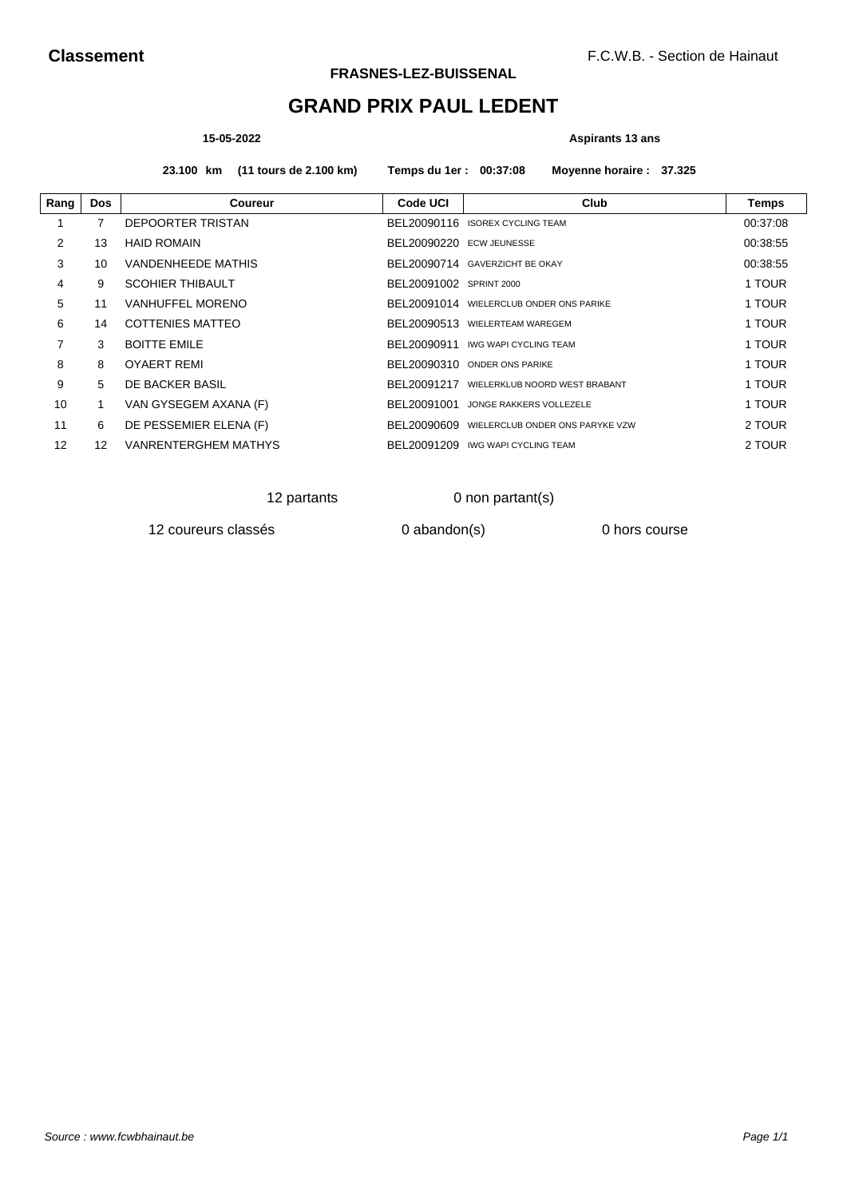**Classement** F.C.W.B. - Section de Hainaut

**FRASNES-LEZ-BUISSENAL**

# GRAND PRIX PAUL LEDENT

**15-05-2022** **Aspirants 13 ans**

**23.100 km (11 tours de 2.100 km) Temps du 1er : 00:37:08 Moyenne horaire : 37.325**

| Rang | Dos | Coureur | Code UCI | Club | Temps |
|---|---|---|---|---|---|
| 1 | 7 | DEPOORTER TRISTAN | BEL20090116 | ISOREX CYCLING TEAM | 00:37:08 |
| 2 | 13 | HAID ROMAIN | BEL20090220 | ECW JEUNESSE | 00:38:55 |
| 3 | 10 | VANDENHEEDE MATHIS | BEL20090714 | GAVERZICHT BE OKAY | 00:38:55 |
| 4 | 9 | SCOHIER THIBAULT | BEL20091002 | SPRINT 2000 | 1 TOUR |
| 5 | 11 | VANHUFFEL MORENO | BEL20091014 | WIELERCLUB ONDER ONS PARIKE | 1 TOUR |
| 6 | 14 | COTTENIES MATTEO | BEL20090513 | WIELERTEAM WAREGEM | 1 TOUR |
| 7 | 3 | BOITTE EMILE | BEL20090911 | IWG WAPI CYCLING TEAM | 1 TOUR |
| 8 | 8 | OYAERT REMI | BEL20090310 | ONDER ONS PARIKE | 1 TOUR |
| 9 | 5 | DE BACKER BASIL | BEL20091217 | WIELERKLUB NOORD WEST BRABANT | 1 TOUR |
| 10 | 1 | VAN GYSEGEM AXANA (F) | BEL20091001 | JONGE RAKKERS VOLLEZELE | 1 TOUR |
| 11 | 6 | DE PESSEMIER ELENA (F) | BEL20090609 | WIELERCLUB ONDER ONS PARYKE VZW | 2 TOUR |
| 12 | 12 | VANRENTERGHEM MATHYS | BEL20091209 | IWG WAPI CYCLING TEAM | 2 TOUR |

12 partants 0 non partant(s)

12 coureurs classés 0 abandon(s) 0 hors course

*Source : www.fcwbhainaut.be*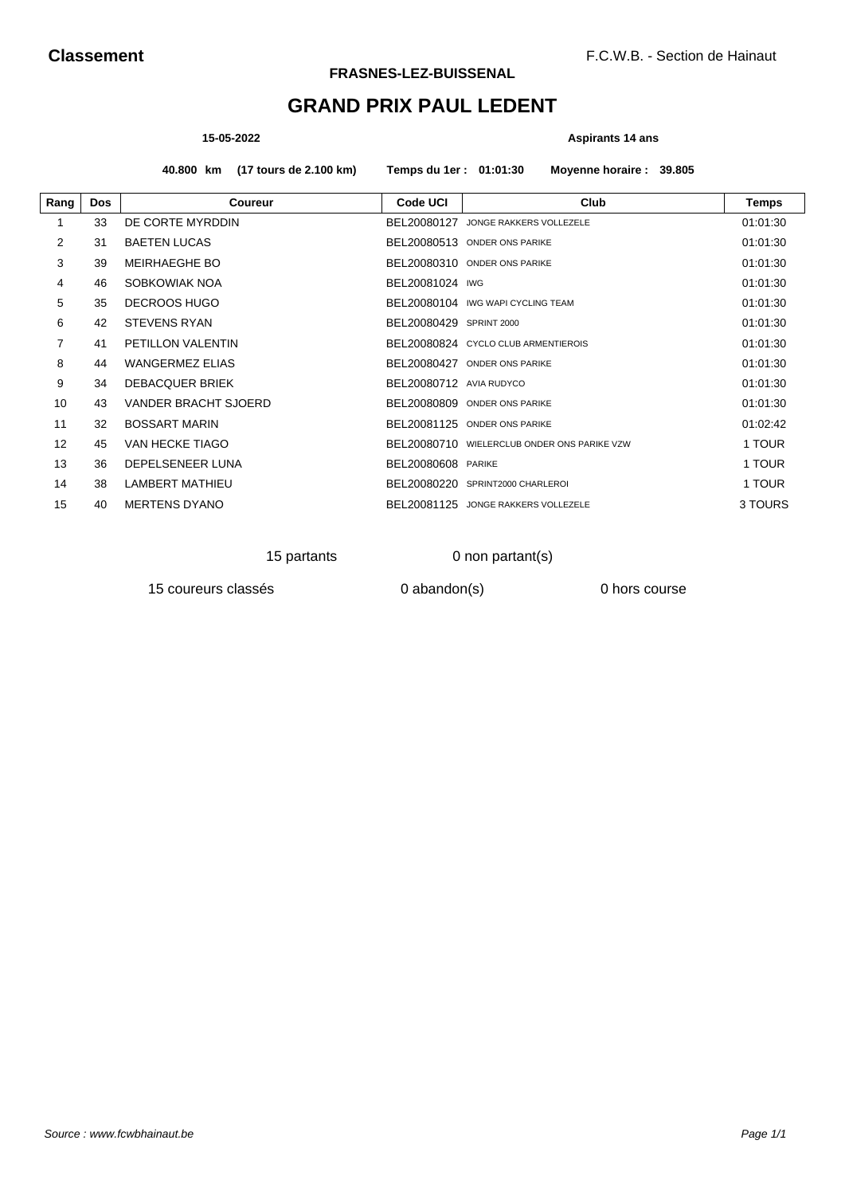**Classement** F.C.W.B. - Section de Hainaut

**FRASNES-LEZ-BUISSENAL**

# GRAND PRIX PAUL LEDENT

**15-05-2022** **Aspirants 14 ans**

**40.800 km (17 tours de 2.100 km) Temps du 1er : 01:01:30 Moyenne horaire : 39.805**

| Rang | Dos | Coureur | Code UCI | Club | Temps |
|---|---|---|---|---|---|
| 1 | 33 | DE CORTE MYRDDIN | BEL20080127 | JONGE RAKKERS VOLLEZELE | 01:01:30 |
| 2 | 31 | BAETEN LUCAS | BEL20080513 | ONDER ONS PARIKE | 01:01:30 |
| 3 | 39 | MEIRHAEGHE BO | BEL20080310 | ONDER ONS PARIKE | 01:01:30 |
| 4 | 46 | SOBKOWIAK NOA | BEL20081024 | IWG | 01:01:30 |
| 5 | 35 | DECROOS HUGO | BEL20080104 | IWG WAPI CYCLING TEAM | 01:01:30 |
| 6 | 42 | STEVENS RYAN | BEL20080429 | SPRINT 2000 | 01:01:30 |
| 7 | 41 | PETILLON VALENTIN | BEL20080824 | CYCLO CLUB ARMENTIEROIS | 01:01:30 |
| 8 | 44 | WANGERMEZ ELIAS | BEL20080427 | ONDER ONS PARIKE | 01:01:30 |
| 9 | 34 | DEBACQUER BRIEK | BEL20080712 | AVIA RUDYCO | 01:01:30 |
| 10 | 43 | VANDER BRACHT SJOERD | BEL20080809 | ONDER ONS PARIKE | 01:01:30 |
| 11 | 32 | BOSSART MARIN | BEL20081125 | ONDER ONS PARIKE | 01:02:42 |
| 12 | 45 | VAN HECKE TIAGO | BEL20080710 | WIELERCLUB ONDER ONS PARIKE VZW | 1 TOUR |
| 13 | 36 | DEPELSENEER LUNA | BEL20080608 | PARIKE | 1 TOUR |
| 14 | 38 | LAMBERT MATHIEU | BEL20080220 | SPRINT2000 CHARLEROI | 1 TOUR |
| 15 | 40 | MERTENS DYANO | BEL20081125 | JONGE RAKKERS VOLLEZELE | 3 TOURS |

15 partants 0 non partant(s)

15 coureurs classés 0 abandon(s) 0 hors course

*Source : www.fcwbhainaut.be*